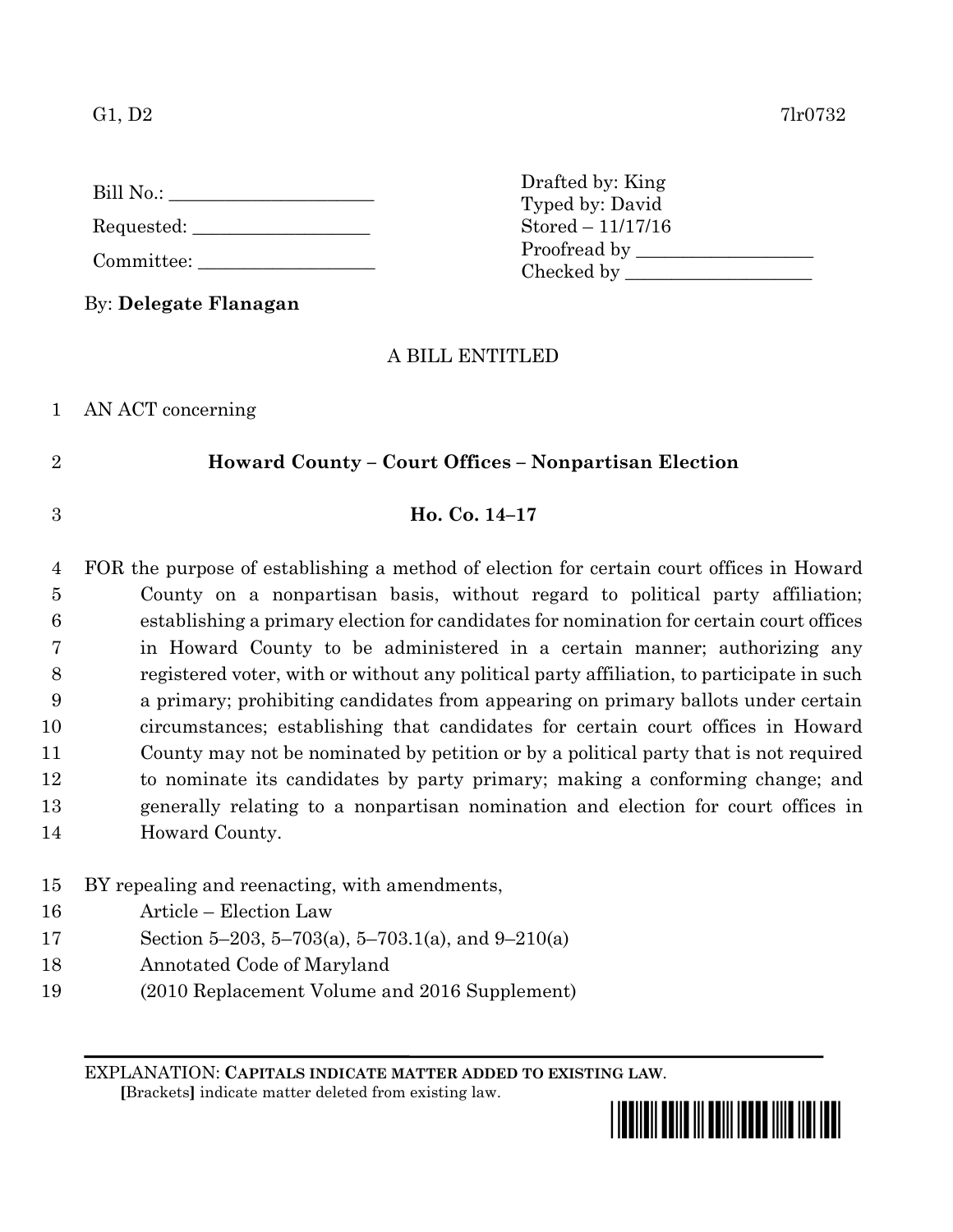G1, D2 7lr0732

Bill No.: ______________________

Requested: ___________________

Committee: ___________________

Drafted by: King
Typed by: David
Stored – 11/17/16
Proofread by ___________________
Checked by ____________________

By: **Delegate Flanagan**

A BILL ENTITLED

AN ACT concerning

**Howard County – Court Offices – Nonpartisan Election**

**Ho. Co. 14–17**

FOR the purpose of establishing a method of election for certain court offices in Howard County on a nonpartisan basis, without regard to political party affiliation; establishing a primary election for candidates for nomination for certain court offices in Howard County to be administered in a certain manner; authorizing any registered voter, with or without any political party affiliation, to participate in such a primary; prohibiting candidates from appearing on primary ballots under certain circumstances; establishing that candidates for certain court offices in Howard County may not be nominated by petition or by a political party that is not required to nominate its candidates by party primary; making a conforming change; and generally relating to a nonpartisan nomination and election for court offices in Howard County.

BY repealing and reenacting, with amendments,
Article – Election Law
Section 5–203, 5–703(a), 5–703.1(a), and 9–210(a)
Annotated Code of Maryland
(2010 Replacement Volume and 2016 Supplement)

EXPLANATION: **CAPITALS INDICATE MATTER ADDED TO EXISTING LAW.**
**[**Brackets**]** indicate matter deleted from existing law.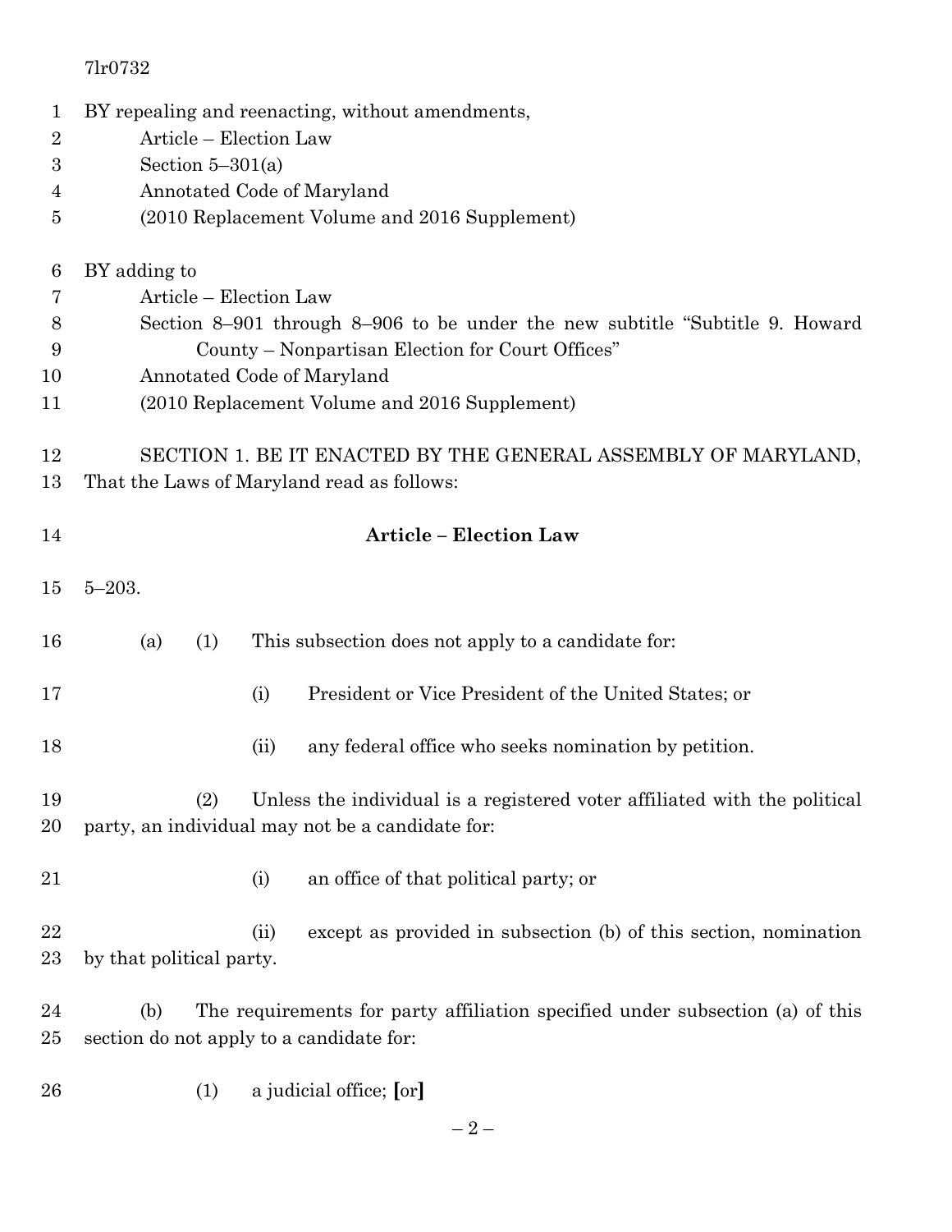7lr0732

BY repealing and reenacting, without amendments,
Article – Election Law
Section 5–301(a)
Annotated Code of Maryland
(2010 Replacement Volume and 2016 Supplement)

BY adding to
Article – Election Law
Section 8–901 through 8–906 to be under the new subtitle "Subtitle 9. Howard County – Nonpartisan Election for Court Offices"
Annotated Code of Maryland
(2010 Replacement Volume and 2016 Supplement)

SECTION 1. BE IT ENACTED BY THE GENERAL ASSEMBLY OF MARYLAND, That the Laws of Maryland read as follows:

**Article – Election Law**

5–203.

(a) (1) This subsection does not apply to a candidate for:

(i) President or Vice President of the United States; or

(ii) any federal office who seeks nomination by petition.

(2) Unless the individual is a registered voter affiliated with the political party, an individual may not be a candidate for:

(i) an office of that political party; or

(ii) except as provided in subsection (b) of this section, nomination by that political party.

(b) The requirements for party affiliation specified under subsection (a) of this section do not apply to a candidate for:

(1) a judicial office; **[**or**]**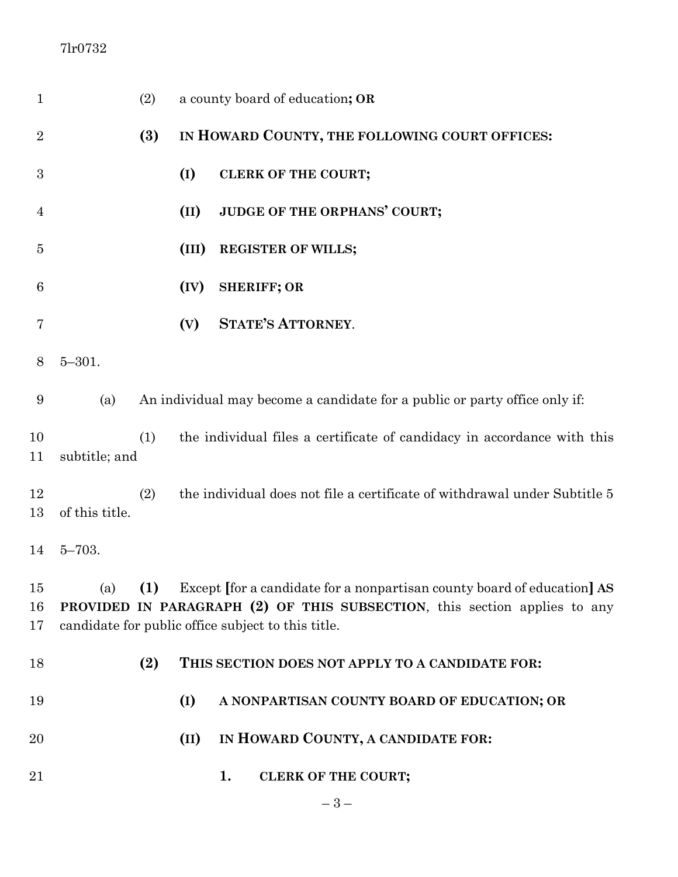(2) a county board of education**; OR**

**(3) IN HOWARD COUNTY, THE FOLLOWING COURT OFFICES:**

**(I) CLERK OF THE COURT;**

**(II) JUDGE OF THE ORPHANS' COURT;**

**(III) REGISTER OF WILLS;**

**(IV) SHERIFF; OR**

**(V) STATE'S ATTORNEY**.

5–301.

(a) An individual may become a candidate for a public or party office only if:

(1) the individual files a certificate of candidacy in accordance with this subtitle; and

(2) the individual does not file a certificate of withdrawal under Subtitle 5 of this title.

5–703.

(a) **(1)** Except **[**for a candidate for a nonpartisan county board of education**] AS PROVIDED IN PARAGRAPH (2) OF THIS SUBSECTION**, this section applies to any candidate for public office subject to this title.

**(2) THIS SECTION DOES NOT APPLY TO A CANDIDATE FOR:**

**(I) A NONPARTISAN COUNTY BOARD OF EDUCATION; OR**

**(II) IN HOWARD COUNTY, A CANDIDATE FOR:**

**1. CLERK OF THE COURT;**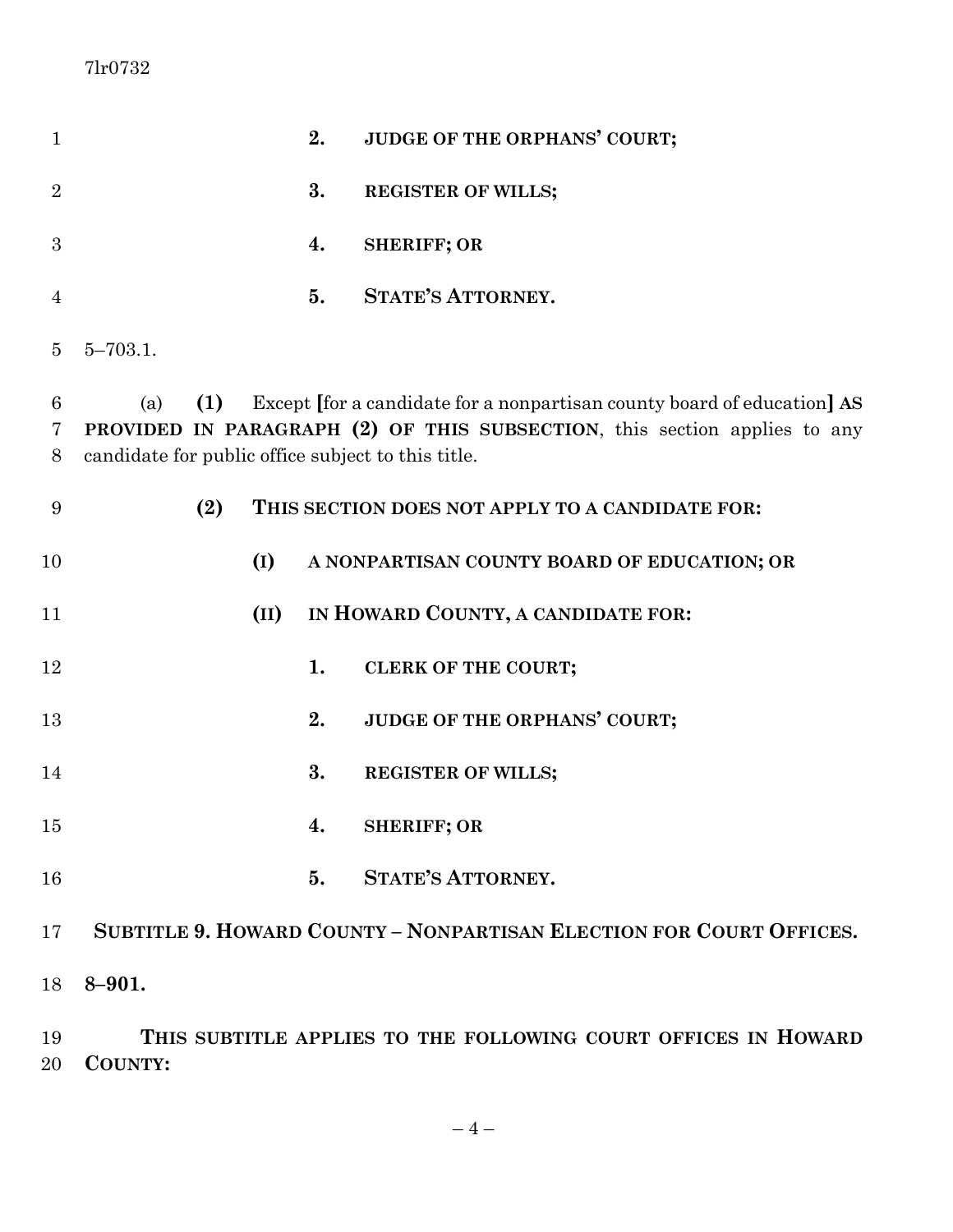**2. JUDGE OF THE ORPHANS' COURT;**

**3. REGISTER OF WILLS;**

**4. SHERIFF; OR**

**5. STATE'S ATTORNEY.**

5–703.1.

(a) **(1)** Except [for a candidate for a nonpartisan county board of education] **AS PROVIDED IN PARAGRAPH (2) OF THIS SUBSECTION**, this section applies to any candidate for public office subject to this title.

**(2) THIS SECTION DOES NOT APPLY TO A CANDIDATE FOR:**

**(I) A NONPARTISAN COUNTY BOARD OF EDUCATION; OR**

**(II) IN HOWARD COUNTY, A CANDIDATE FOR:**

**1. CLERK OF THE COURT;**

**2. JUDGE OF THE ORPHANS' COURT;**

**3. REGISTER OF WILLS;**

**4. SHERIFF; OR**

**5. STATE'S ATTORNEY.**

**SUBTITLE 9. HOWARD COUNTY – NONPARTISAN ELECTION FOR COURT OFFICES.**

**8–901.**

**THIS SUBTITLE APPLIES TO THE FOLLOWING COURT OFFICES IN HOWARD COUNTY:**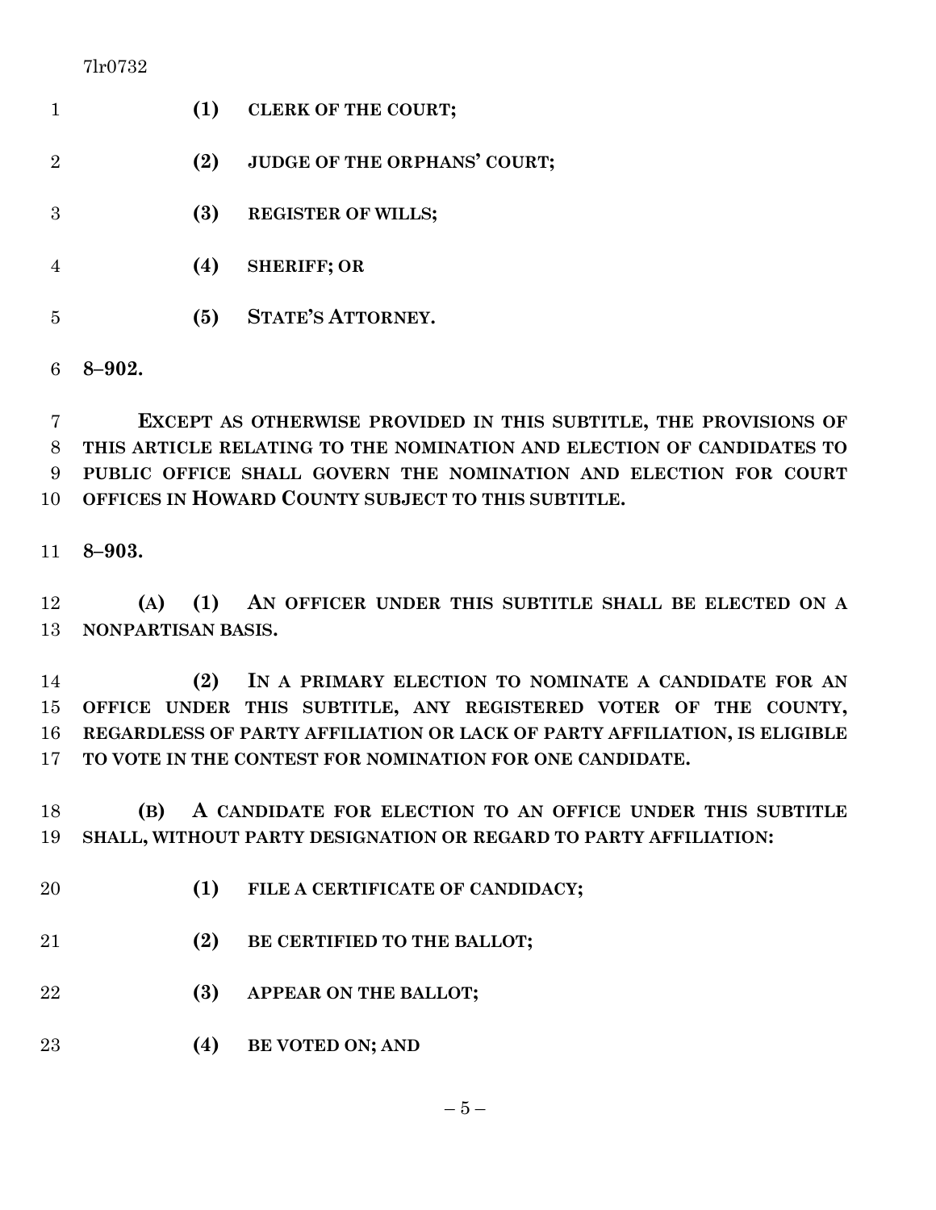**(1) CLERK OF THE COURT;**

**(2) JUDGE OF THE ORPHANS' COURT;**

**(3) REGISTER OF WILLS;**

**(4) SHERIFF; OR**

**(5) STATE'S ATTORNEY.**

**8–902.**

**EXCEPT AS OTHERWISE PROVIDED IN THIS SUBTITLE, THE PROVISIONS OF THIS ARTICLE RELATING TO THE NOMINATION AND ELECTION OF CANDIDATES TO PUBLIC OFFICE SHALL GOVERN THE NOMINATION AND ELECTION FOR COURT OFFICES IN HOWARD COUNTY SUBJECT TO THIS SUBTITLE.**

**8–903.**

**(A) (1) AN OFFICER UNDER THIS SUBTITLE SHALL BE ELECTED ON A NONPARTISAN BASIS.**

**(2) IN A PRIMARY ELECTION TO NOMINATE A CANDIDATE FOR AN OFFICE UNDER THIS SUBTITLE, ANY REGISTERED VOTER OF THE COUNTY, REGARDLESS OF PARTY AFFILIATION OR LACK OF PARTY AFFILIATION, IS ELIGIBLE TO VOTE IN THE CONTEST FOR NOMINATION FOR ONE CANDIDATE.**

**(B) A CANDIDATE FOR ELECTION TO AN OFFICE UNDER THIS SUBTITLE SHALL, WITHOUT PARTY DESIGNATION OR REGARD TO PARTY AFFILIATION:**

**(1) FILE A CERTIFICATE OF CANDIDACY;**

**(2) BE CERTIFIED TO THE BALLOT;**

**(3) APPEAR ON THE BALLOT;**

**(4) BE VOTED ON; AND**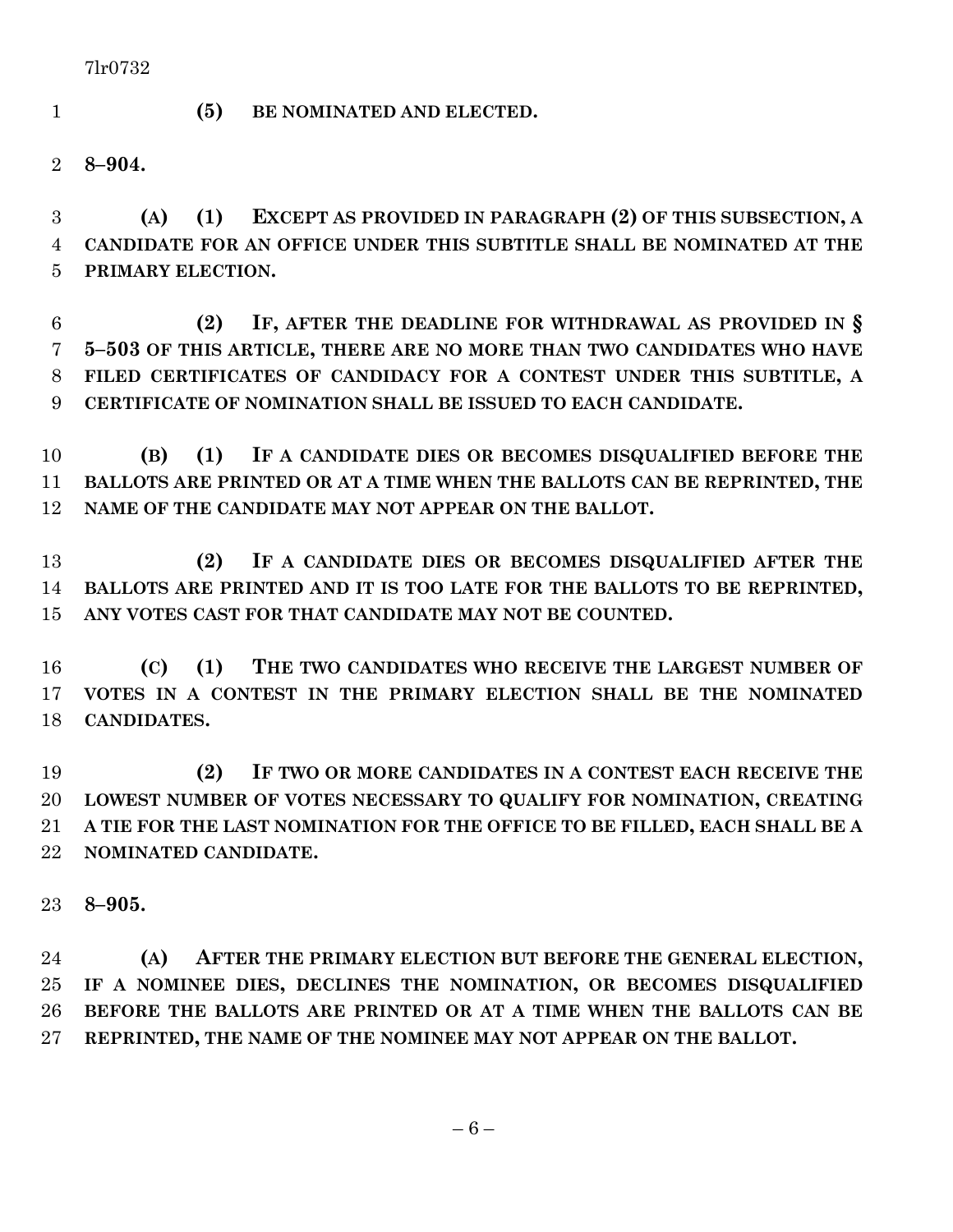**(5) BE NOMINATED AND ELECTED.**

**8–904.**

**(A) (1) EXCEPT AS PROVIDED IN PARAGRAPH (2) OF THIS SUBSECTION, A CANDIDATE FOR AN OFFICE UNDER THIS SUBTITLE SHALL BE NOMINATED AT THE PRIMARY ELECTION.**

**(2) IF, AFTER THE DEADLINE FOR WITHDRAWAL AS PROVIDED IN § 5–503 OF THIS ARTICLE, THERE ARE NO MORE THAN TWO CANDIDATES WHO HAVE FILED CERTIFICATES OF CANDIDACY FOR A CONTEST UNDER THIS SUBTITLE, A CERTIFICATE OF NOMINATION SHALL BE ISSUED TO EACH CANDIDATE.**

**(B) (1) IF A CANDIDATE DIES OR BECOMES DISQUALIFIED BEFORE THE BALLOTS ARE PRINTED OR AT A TIME WHEN THE BALLOTS CAN BE REPRINTED, THE NAME OF THE CANDIDATE MAY NOT APPEAR ON THE BALLOT.**

**(2) IF A CANDIDATE DIES OR BECOMES DISQUALIFIED AFTER THE BALLOTS ARE PRINTED AND IT IS TOO LATE FOR THE BALLOTS TO BE REPRINTED, ANY VOTES CAST FOR THAT CANDIDATE MAY NOT BE COUNTED.**

**(C) (1) THE TWO CANDIDATES WHO RECEIVE THE LARGEST NUMBER OF VOTES IN A CONTEST IN THE PRIMARY ELECTION SHALL BE THE NOMINATED CANDIDATES.**

**(2) IF TWO OR MORE CANDIDATES IN A CONTEST EACH RECEIVE THE LOWEST NUMBER OF VOTES NECESSARY TO QUALIFY FOR NOMINATION, CREATING A TIE FOR THE LAST NOMINATION FOR THE OFFICE TO BE FILLED, EACH SHALL BE A NOMINATED CANDIDATE.**

**8–905.**

**(A) AFTER THE PRIMARY ELECTION BUT BEFORE THE GENERAL ELECTION, IF A NOMINEE DIES, DECLINES THE NOMINATION, OR BECOMES DISQUALIFIED BEFORE THE BALLOTS ARE PRINTED OR AT A TIME WHEN THE BALLOTS CAN BE REPRINTED, THE NAME OF THE NOMINEE MAY NOT APPEAR ON THE BALLOT.**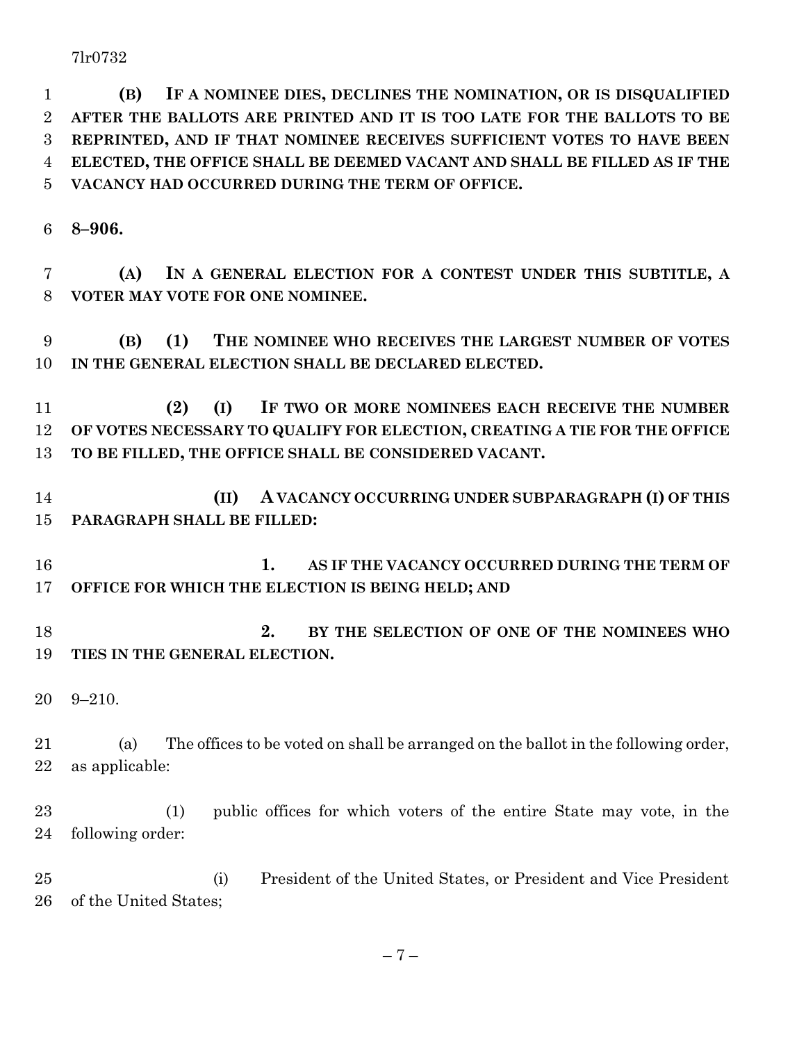**(B) IF A NOMINEE DIES, DECLINES THE NOMINATION, OR IS DISQUALIFIED AFTER THE BALLOTS ARE PRINTED AND IT IS TOO LATE FOR THE BALLOTS TO BE REPRINTED, AND IF THAT NOMINEE RECEIVES SUFFICIENT VOTES TO HAVE BEEN ELECTED, THE OFFICE SHALL BE DEEMED VACANT AND SHALL BE FILLED AS IF THE VACANCY HAD OCCURRED DURING THE TERM OF OFFICE.**

**8–906.**

**(A) IN A GENERAL ELECTION FOR A CONTEST UNDER THIS SUBTITLE, A VOTER MAY VOTE FOR ONE NOMINEE.**

**(B) (1) THE NOMINEE WHO RECEIVES THE LARGEST NUMBER OF VOTES IN THE GENERAL ELECTION SHALL BE DECLARED ELECTED.**

**(2) (I) IF TWO OR MORE NOMINEES EACH RECEIVE THE NUMBER OF VOTES NECESSARY TO QUALIFY FOR ELECTION, CREATING A TIE FOR THE OFFICE TO BE FILLED, THE OFFICE SHALL BE CONSIDERED VACANT.**

**(II) A VACANCY OCCURRING UNDER SUBPARAGRAPH (I) OF THIS PARAGRAPH SHALL BE FILLED:**

**1. AS IF THE VACANCY OCCURRED DURING THE TERM OF OFFICE FOR WHICH THE ELECTION IS BEING HELD; AND**

**2. BY THE SELECTION OF ONE OF THE NOMINEES WHO TIES IN THE GENERAL ELECTION.**

9–210.

(a) The offices to be voted on shall be arranged on the ballot in the following order, as applicable:

(1) public offices for which voters of the entire State may vote, in the following order:

(i) President of the United States, or President and Vice President of the United States;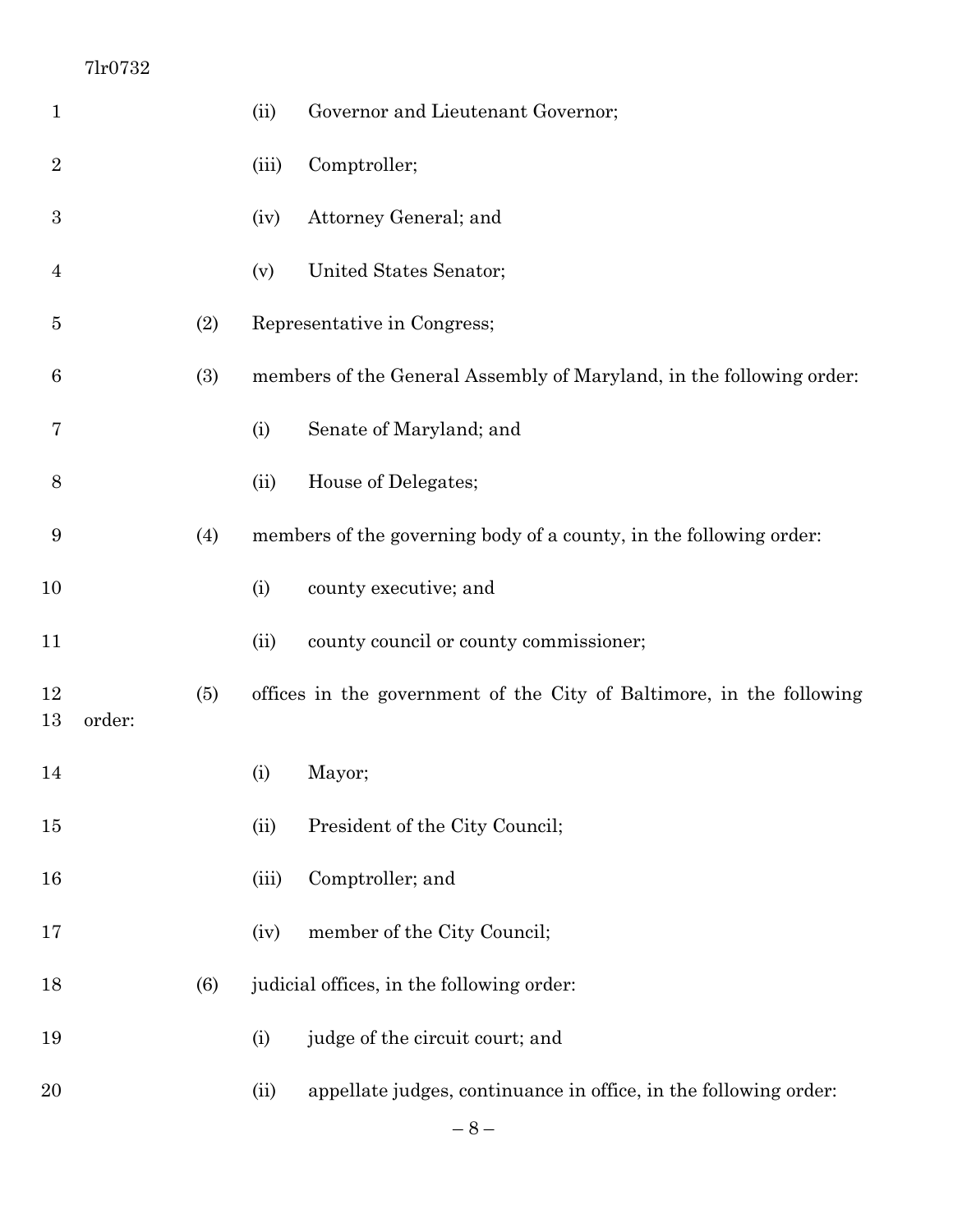(ii) Governor and Lieutenant Governor;

(iii) Comptroller;

(iv) Attorney General; and

(v) United States Senator;

(2) Representative in Congress;

(3) members of the General Assembly of Maryland, in the following order:

(i) Senate of Maryland; and

(ii) House of Delegates;

(4) members of the governing body of a county, in the following order:

(i) county executive; and

(ii) county council or county commissioner;

(5) offices in the government of the City of Baltimore, in the following order:

(i) Mayor;

(ii) President of the City Council;

(iii) Comptroller; and

(iv) member of the City Council;

(6) judicial offices, in the following order:

(i) judge of the circuit court; and

(ii) appellate judges, continuance in office, in the following order: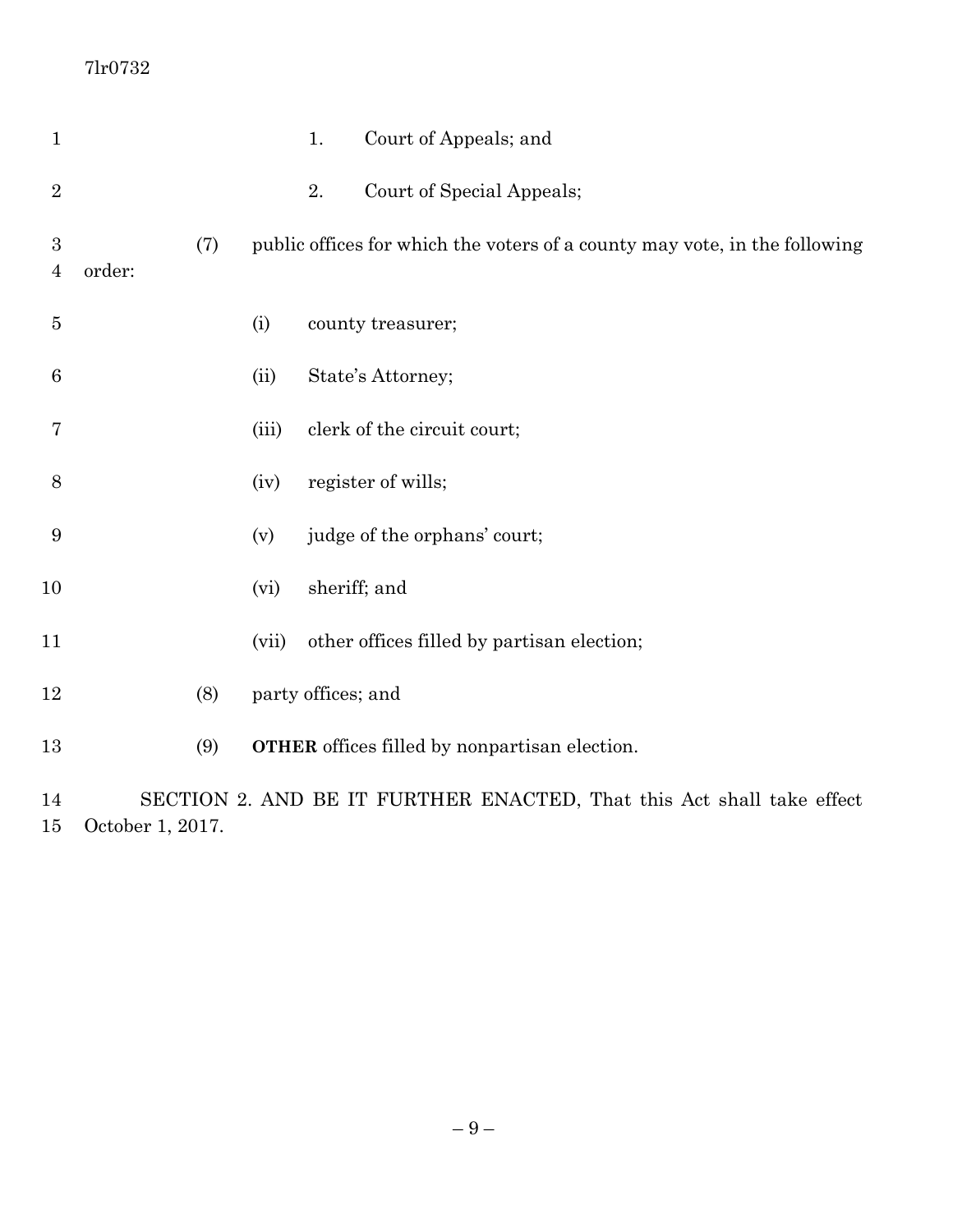1. Court of Appeals; and

2. Court of Special Appeals;

(7) public offices for which the voters of a county may vote, in the following order:

(i) county treasurer;

(ii) State's Attorney;

(iii) clerk of the circuit court;

(iv) register of wills;

(v) judge of the orphans' court;

(vi) sheriff; and

(vii) other offices filled by partisan election;

(8) party offices; and

(9) **OTHER** offices filled by nonpartisan election.

SECTION 2. AND BE IT FURTHER ENACTED, That this Act shall take effect October 1, 2017.